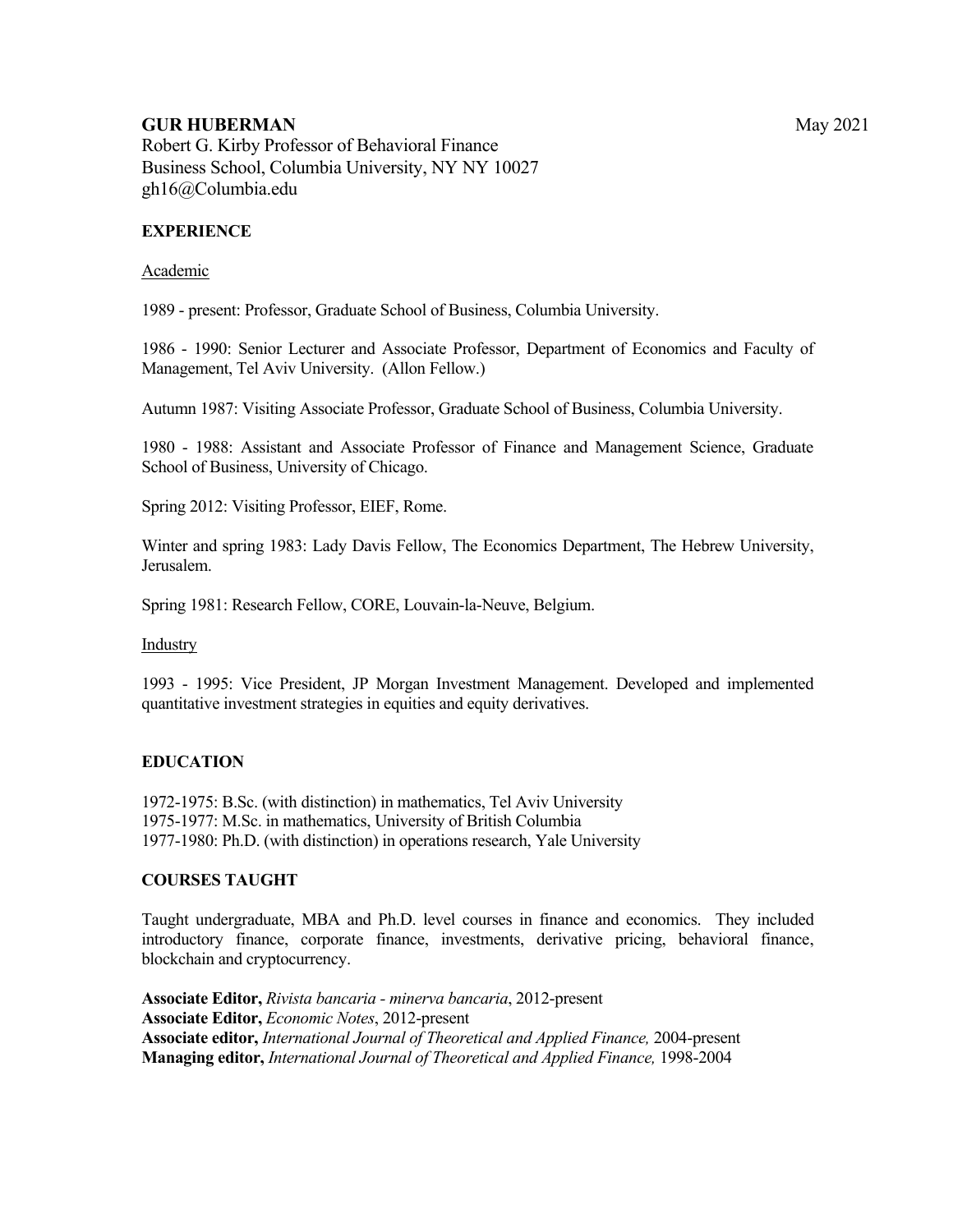**GUR HUBERMAN** May 2021

Robert G. Kirby Professor of Behavioral Finance
Business School, Columbia University, NY NY 10027
gh16@Columbia.edu

## EXPERIENCE

Academic

1989 - present: Professor, Graduate School of Business, Columbia University.

1986 - 1990: Senior Lecturer and Associate Professor, Department of Economics and Faculty of Management, Tel Aviv University. (Allon Fellow.)

Autumn 1987: Visiting Associate Professor, Graduate School of Business, Columbia University.

1980 - 1988: Assistant and Associate Professor of Finance and Management Science, Graduate School of Business, University of Chicago.

Spring 2012: Visiting Professor, EIEF, Rome.

Winter and spring 1983: Lady Davis Fellow, The Economics Department, The Hebrew University, Jerusalem.

Spring 1981: Research Fellow, CORE, Louvain-la-Neuve, Belgium.

Industry

1993 - 1995: Vice President, JP Morgan Investment Management. Developed and implemented quantitative investment strategies in equities and equity derivatives.

## EDUCATION

1972-1975: B.Sc. (with distinction) in mathematics, Tel Aviv University
1975-1977: M.Sc. in mathematics, University of British Columbia
1977-1980: Ph.D. (with distinction) in operations research, Yale University

## COURSES TAUGHT

Taught undergraduate, MBA and Ph.D. level courses in finance and economics. They included introductory finance, corporate finance, investments, derivative pricing, behavioral finance, blockchain and cryptocurrency.

**Associate Editor,** *Rivista bancaria - minerva bancaria*, 2012-present
**Associate Editor,** *Economic Notes*, 2012-present
**Associate editor,** *International Journal of Theoretical and Applied Finance,* 2004-present
**Managing editor,** *International Journal of Theoretical and Applied Finance,* 1998-2004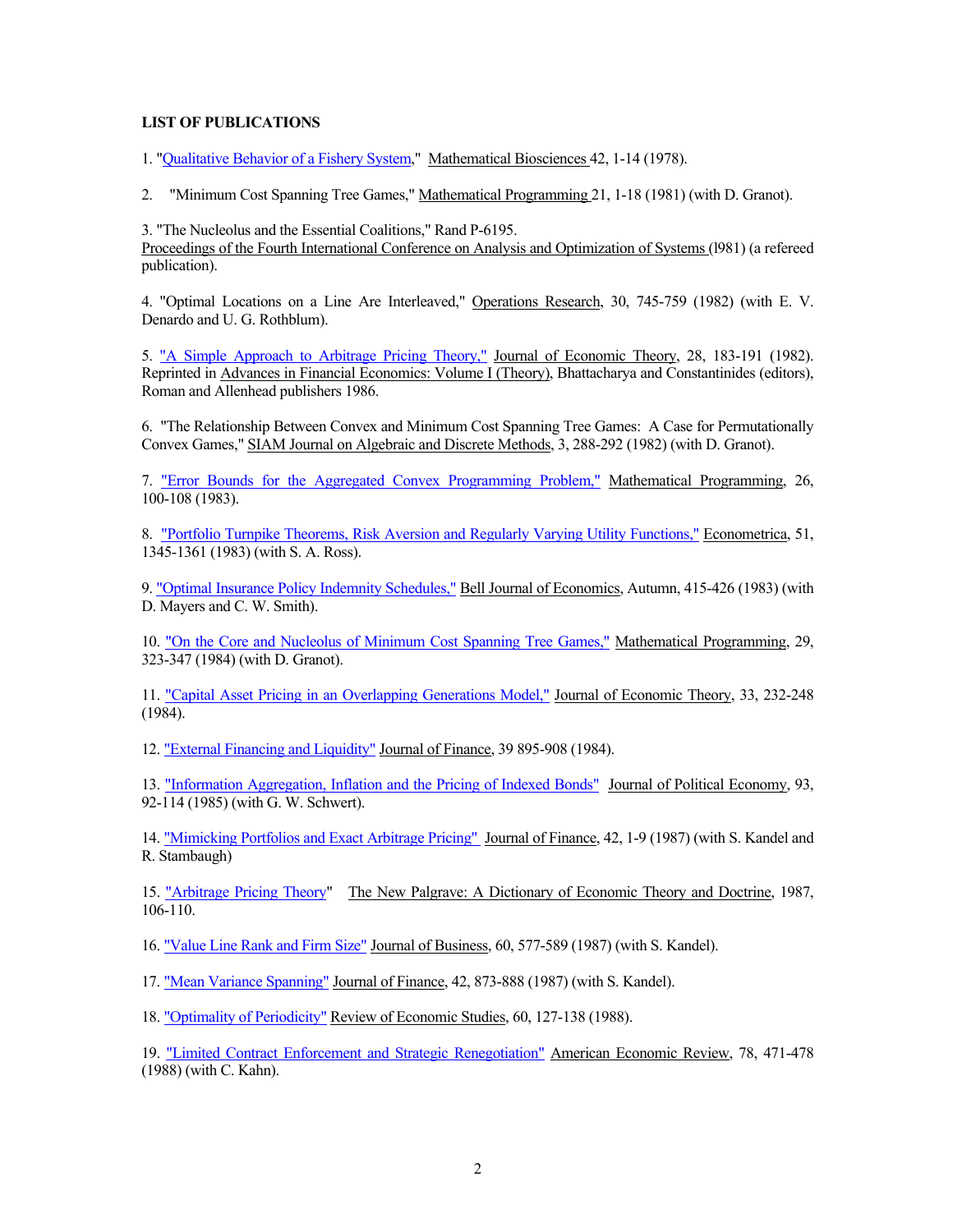**LIST OF PUBLICATIONS**

1. "Qualitative Behavior of a Fishery System," Mathematical Biosciences 42, 1-14 (1978).

2. "Minimum Cost Spanning Tree Games," Mathematical Programming 21, 1-18 (1981) (with D. Granot).

3. "The Nucleolus and the Essential Coalitions," Rand P-6195.
Proceedings of the Fourth International Conference on Analysis and Optimization of Systems (l981) (a refereed publication).

4. "Optimal Locations on a Line Are Interleaved," Operations Research, 30, 745-759 (1982) (with E. V. Denardo and U. G. Rothblum).

5. "A Simple Approach to Arbitrage Pricing Theory," Journal of Economic Theory, 28, 183-191 (1982). Reprinted in Advances in Financial Economics: Volume I (Theory), Bhattacharya and Constantinides (editors), Roman and Allenhead publishers 1986.

6. "The Relationship Between Convex and Minimum Cost Spanning Tree Games: A Case for Permutationally Convex Games," SIAM Journal on Algebraic and Discrete Methods, 3, 288-292 (1982) (with D. Granot).

7. "Error Bounds for the Aggregated Convex Programming Problem," Mathematical Programming, 26, 100-108 (1983).

8. "Portfolio Turnpike Theorems, Risk Aversion and Regularly Varying Utility Functions," Econometrica, 51, 1345-1361 (1983) (with S. A. Ross).

9. "Optimal Insurance Policy Indemnity Schedules," Bell Journal of Economics, Autumn, 415-426 (1983) (with D. Mayers and C. W. Smith).

10. "On the Core and Nucleolus of Minimum Cost Spanning Tree Games," Mathematical Programming, 29, 323-347 (1984) (with D. Granot).

11. "Capital Asset Pricing in an Overlapping Generations Model," Journal of Economic Theory, 33, 232-248 (1984).

12. "External Financing and Liquidity" Journal of Finance, 39 895-908 (1984).

13. "Information Aggregation, Inflation and the Pricing of Indexed Bonds" Journal of Political Economy, 93, 92-114 (1985) (with G. W. Schwert).

14. "Mimicking Portfolios and Exact Arbitrage Pricing" Journal of Finance, 42, 1-9 (1987) (with S. Kandel and R. Stambaugh)

15. "Arbitrage Pricing Theory" The New Palgrave: A Dictionary of Economic Theory and Doctrine, 1987, 106-110.

16. "Value Line Rank and Firm Size" Journal of Business, 60, 577-589 (1987) (with S. Kandel).

17. "Mean Variance Spanning" Journal of Finance, 42, 873-888 (1987) (with S. Kandel).

18. "Optimality of Periodicity" Review of Economic Studies, 60, 127-138 (1988).

19. "Limited Contract Enforcement and Strategic Renegotiation" American Economic Review, 78, 471-478 (1988) (with C. Kahn).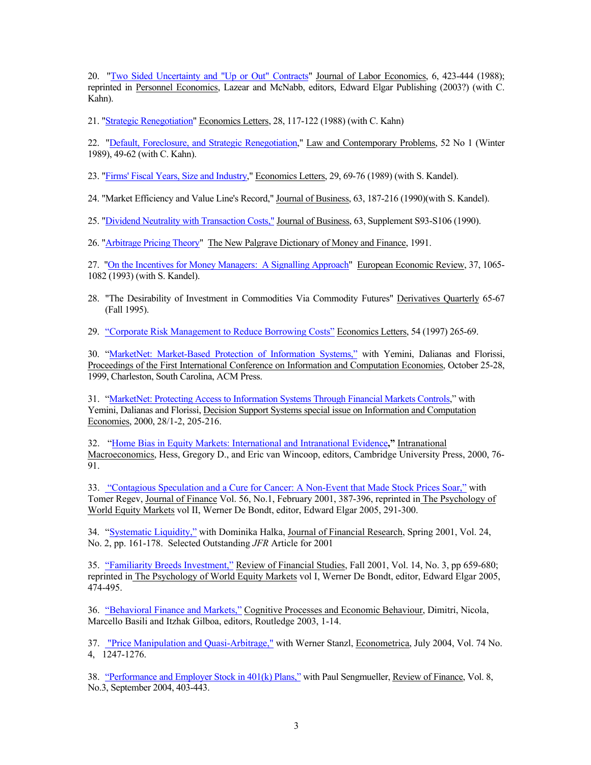20. "Two Sided Uncertainty and "Up or Out" Contracts" Journal of Labor Economics, 6, 423-444 (1988); reprinted in Personnel Economics, Lazear and McNabb, editors, Edward Elgar Publishing (2003?) (with C. Kahn).

21. "Strategic Renegotiation" Economics Letters, 28, 117-122 (1988) (with C. Kahn)

22. "Default, Foreclosure, and Strategic Renegotiation," Law and Contemporary Problems, 52 No 1 (Winter 1989), 49-62 (with C. Kahn).

23. "Firms' Fiscal Years, Size and Industry," Economics Letters, 29, 69-76 (1989) (with S. Kandel).

24. "Market Efficiency and Value Line's Record," Journal of Business, 63, 187-216 (1990)(with S. Kandel).

25. "Dividend Neutrality with Transaction Costs," Journal of Business, 63, Supplement S93-S106 (1990).

26. "Arbitrage Pricing Theory" The New Palgrave Dictionary of Money and Finance, 1991.

27. "On the Incentives for Money Managers: A Signalling Approach" European Economic Review, 37, 1065-1082 (1993) (with S. Kandel).

28. "The Desirability of Investment in Commodities Via Commodity Futures" Derivatives Quarterly 65-67 (Fall 1995).

29. "Corporate Risk Management to Reduce Borrowing Costs" Economics Letters, 54 (1997) 265-69.

30. "MarketNet: Market-Based Protection of Information Systems," with Yemini, Dalianas and Florissi, Proceedings of the First International Conference on Information and Computation Economies, October 25-28, 1999, Charleston, South Carolina, ACM Press.

31. "MarketNet: Protecting Access to Information Systems Through Financial Markets Controls," with Yemini, Dalianas and Florissi, Decision Support Systems special issue on Information and Computation Economies, 2000, 28/1-2, 205-216.

32. "Home Bias in Equity Markets: International and Intranational Evidence**,"** Intranational Macroeconomics, Hess, Gregory D., and Eric van Wincoop, editors, Cambridge University Press, 2000, 76-91.

33. "Contagious Speculation and a Cure for Cancer: A Non-Event that Made Stock Prices Soar," with Tomer Regev, Journal of Finance Vol. 56, No.1, February 2001, 387-396, reprinted in The Psychology of World Equity Markets vol II, Werner De Bondt, editor, Edward Elgar 2005, 291-300.

34. "Systematic Liquidity," with Dominika Halka, Journal of Financial Research, Spring 2001, Vol. 24, No. 2, pp. 161-178. Selected Outstanding *JFR* Article for 2001

35. "Familiarity Breeds Investment," Review of Financial Studies, Fall 2001, Vol. 14, No. 3, pp 659-680; reprinted in The Psychology of World Equity Markets vol I, Werner De Bondt, editor, Edward Elgar 2005, 474-495.

36. "Behavioral Finance and Markets," Cognitive Processes and Economic Behaviour, Dimitri, Nicola, Marcello Basili and Itzhak Gilboa, editors, Routledge 2003, 1-14.

37. "Price Manipulation and Quasi-Arbitrage," with Werner Stanzl, Econometrica, July 2004, Vol. 74 No. 4, 1247-1276.

38. "Performance and Employer Stock in 401(k) Plans," with Paul Sengmueller, Review of Finance, Vol. 8, No.3, September 2004, 403-443.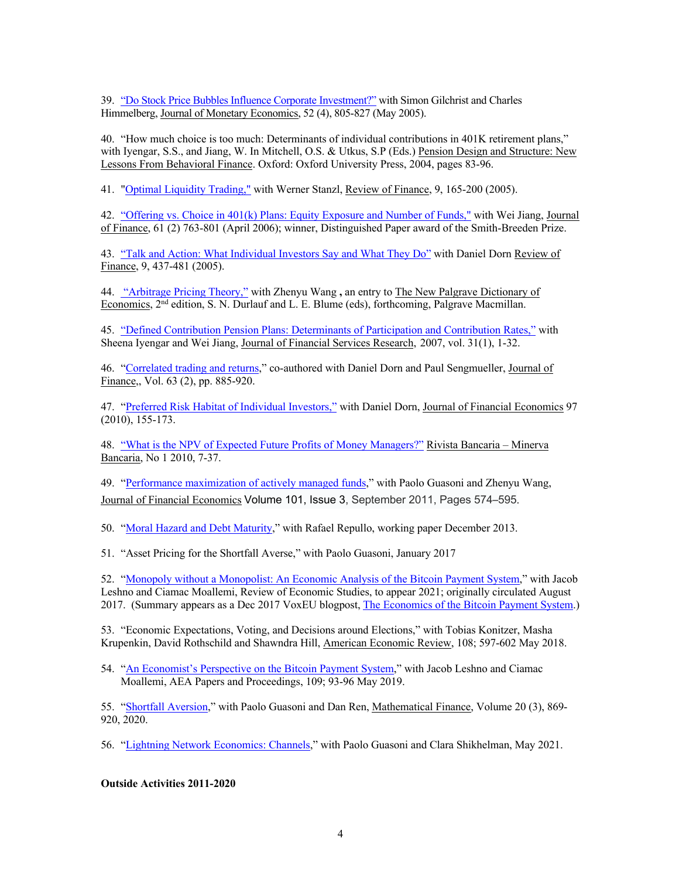39. "Do Stock Price Bubbles Influence Corporate Investment?" with Simon Gilchrist and Charles Himmelberg, Journal of Monetary Economics, 52 (4), 805-827 (May 2005).

40. "How much choice is too much: Determinants of individual contributions in 401K retirement plans," with Iyengar, S.S., and Jiang, W. In Mitchell, O.S. & Utkus, S.P (Eds.) Pension Design and Structure: New Lessons From Behavioral Finance. Oxford: Oxford University Press, 2004, pages 83-96.

41. "Optimal Liquidity Trading," with Werner Stanzl, Review of Finance, 9, 165-200 (2005).

42. "Offering vs. Choice in 401(k) Plans: Equity Exposure and Number of Funds," with Wei Jiang, Journal of Finance, 61 (2) 763-801 (April 2006); winner, Distinguished Paper award of the Smith-Breeden Prize.

43. "Talk and Action: What Individual Investors Say and What They Do" with Daniel Dorn Review of Finance, 9, 437-481 (2005).

44. "Arbitrage Pricing Theory," with Zhenyu Wang **,** an entry to The New Palgrave Dictionary of Economics, 2nd edition, S. N. Durlauf and L. E. Blume (eds), forthcoming, Palgrave Macmillan.

45. "Defined Contribution Pension Plans: Determinants of Participation and Contribution Rates," with Sheena Iyengar and Wei Jiang, Journal of Financial Services Research, 2007, vol. 31(1), 1-32.

46. "Correlated trading and returns," co-authored with Daniel Dorn and Paul Sengmueller, Journal of Finance,, Vol. 63 (2), pp. 885-920.

47. "Preferred Risk Habitat of Individual Investors," with Daniel Dorn, Journal of Financial Economics 97 (2010), 155-173.

48. "What is the NPV of Expected Future Profits of Money Managers?" Rivista Bancaria – Minerva Bancaria, No 1 2010, 7-37.

49. "Performance maximization of actively managed funds," with Paolo Guasoni and Zhenyu Wang, Journal of Financial Economics Volume 101, Issue 3, September 2011, Pages 574–595.

50. "Moral Hazard and Debt Maturity," with Rafael Repullo, working paper December 2013.

51. "Asset Pricing for the Shortfall Averse," with Paolo Guasoni, January 2017

52. "Monopoly without a Monopolist: An Economic Analysis of the Bitcoin Payment System," with Jacob Leshno and Ciamac Moallemi, Review of Economic Studies, to appear 2021; originally circulated August 2017. (Summary appears as a Dec 2017 VoxEU blogpost, The Economics of the Bitcoin Payment System.)

53. "Economic Expectations, Voting, and Decisions around Elections," with Tobias Konitzer, Masha Krupenkin, David Rothschild and Shawndra Hill, American Economic Review, 108; 597-602 May 2018.

54. "An Economist's Perspective on the Bitcoin Payment System," with Jacob Leshno and Ciamac Moallemi, AEA Papers and Proceedings, 109; 93-96 May 2019.

55. "Shortfall Aversion," with Paolo Guasoni and Dan Ren, Mathematical Finance, Volume 20 (3), 869-920, 2020.

56. "Lightning Network Economics: Channels," with Paolo Guasoni and Clara Shikhelman, May 2021.

**Outside Activities 2011-2020**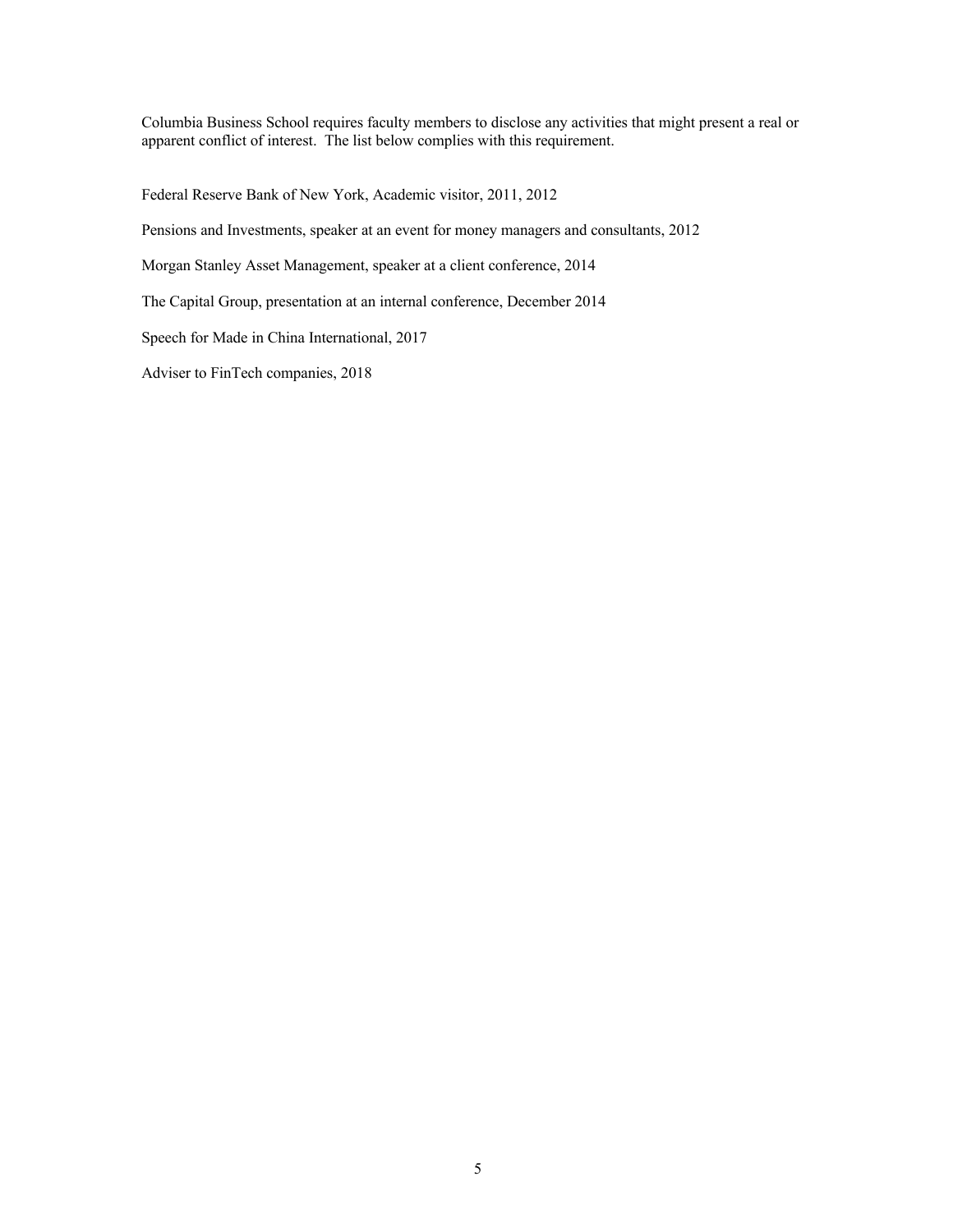Columbia Business School requires faculty members to disclose any activities that might present a real or apparent conflict of interest. The list below complies with this requirement.

Federal Reserve Bank of New York, Academic visitor, 2011, 2012

Pensions and Investments, speaker at an event for money managers and consultants, 2012

Morgan Stanley Asset Management, speaker at a client conference, 2014

The Capital Group, presentation at an internal conference, December 2014

Speech for Made in China International, 2017

Adviser to FinTech companies, 2018